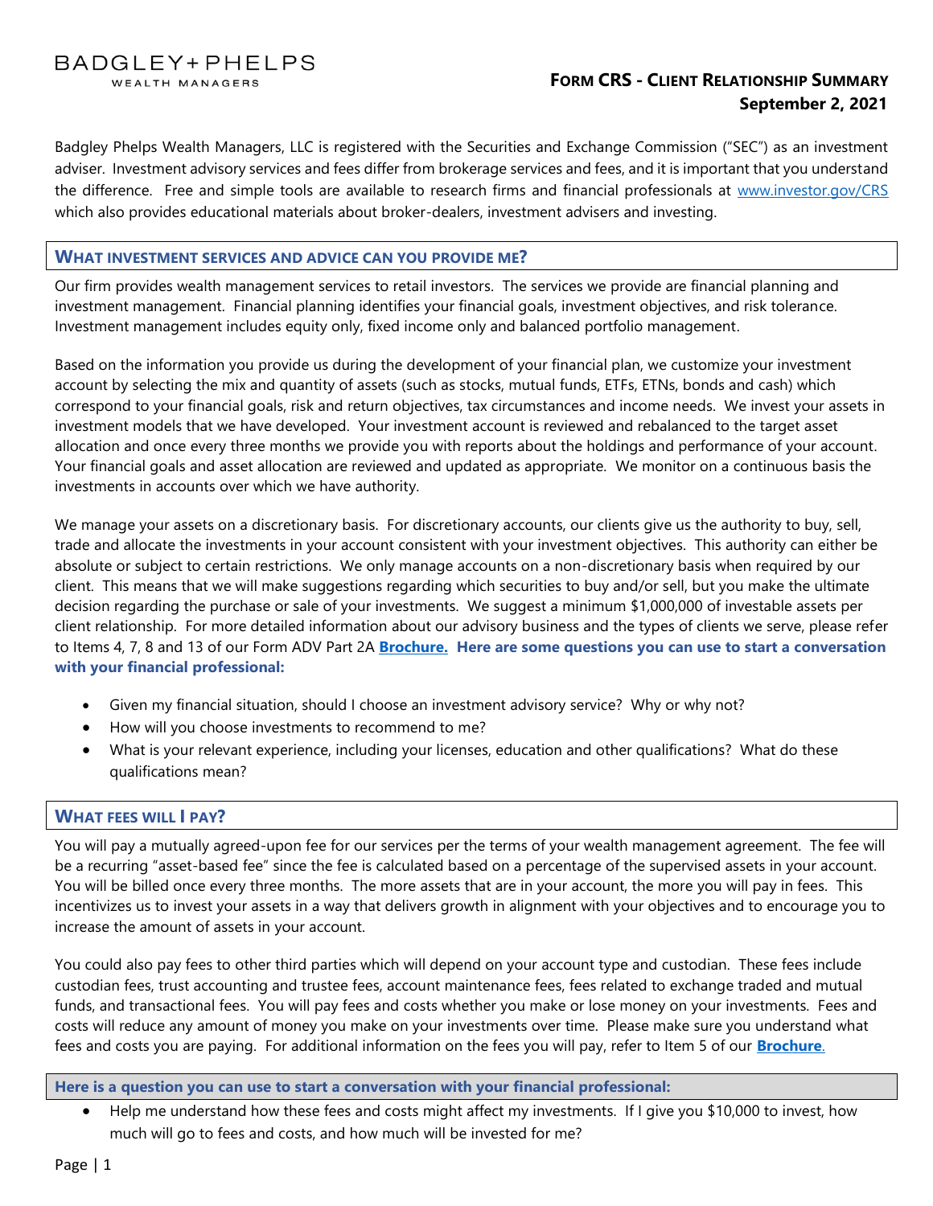BADGLEY+PHELPS
WEALTH MANAGERS

# FORM CRS - CLIENT RELATIONSHIP SUMMARY

**September 2, 2021**

Badgley Phelps Wealth Managers, LLC is registered with the Securities and Exchange Commission ("SEC") as an investment adviser. Investment advisory services and fees differ from brokerage services and fees, and it is important that you understand the difference. Free and simple tools are available to research firms and financial professionals at www.investor.gov/CRS which also provides educational materials about broker-dealers, investment advisers and investing.

## WHAT INVESTMENT SERVICES AND ADVICE CAN YOU PROVIDE ME?

Our firm provides wealth management services to retail investors. The services we provide are financial planning and investment management. Financial planning identifies your financial goals, investment objectives, and risk tolerance. Investment management includes equity only, fixed income only and balanced portfolio management.

Based on the information you provide us during the development of your financial plan, we customize your investment account by selecting the mix and quantity of assets (such as stocks, mutual funds, ETFs, ETNs, bonds and cash) which correspond to your financial goals, risk and return objectives, tax circumstances and income needs. We invest your assets in investment models that we have developed. Your investment account is reviewed and rebalanced to the target asset allocation and once every three months we provide you with reports about the holdings and performance of your account. Your financial goals and asset allocation are reviewed and updated as appropriate. We monitor on a continuous basis the investments in accounts over which we have authority.

We manage your assets on a discretionary basis. For discretionary accounts, our clients give us the authority to buy, sell, trade and allocate the investments in your account consistent with your investment objectives. This authority can either be absolute or subject to certain restrictions. We only manage accounts on a non-discretionary basis when required by our client. This means that we will make suggestions regarding which securities to buy and/or sell, but you make the ultimate decision regarding the purchase or sale of your investments. We suggest a minimum $1,000,000 of investable assets per client relationship. For more detailed information about our advisory business and the types of clients we serve, please refer to Items 4, 7, 8 and 13 of our Form ADV Part 2A **Brochure.** **Here are some questions you can use to start a conversation with your financial professional:**

- Given my financial situation, should I choose an investment advisory service? Why or why not?
- How will you choose investments to recommend to me?
- What is your relevant experience, including your licenses, education and other qualifications? What do these qualifications mean?

## WHAT FEES WILL I PAY?

You will pay a mutually agreed-upon fee for our services per the terms of your wealth management agreement. The fee will be a recurring "asset-based fee" since the fee is calculated based on a percentage of the supervised assets in your account. You will be billed once every three months. The more assets that are in your account, the more you will pay in fees. This incentivizes us to invest your assets in a way that delivers growth in alignment with your objectives and to encourage you to increase the amount of assets in your account.

You could also pay fees to other third parties which will depend on your account type and custodian. These fees include custodian fees, trust accounting and trustee fees, account maintenance fees, fees related to exchange traded and mutual funds, and transactional fees. You will pay fees and costs whether you make or lose money on your investments. Fees and costs will reduce any amount of money you make on your investments over time. Please make sure you understand what fees and costs you are paying. For additional information on the fees you will pay, refer to Item 5 of our **Brochure**.

**Here is a question you can use to start a conversation with your financial professional:**

- Help me understand how these fees and costs might affect my investments. If I give you $10,000 to invest, how much will go to fees and costs, and how much will be invested for me?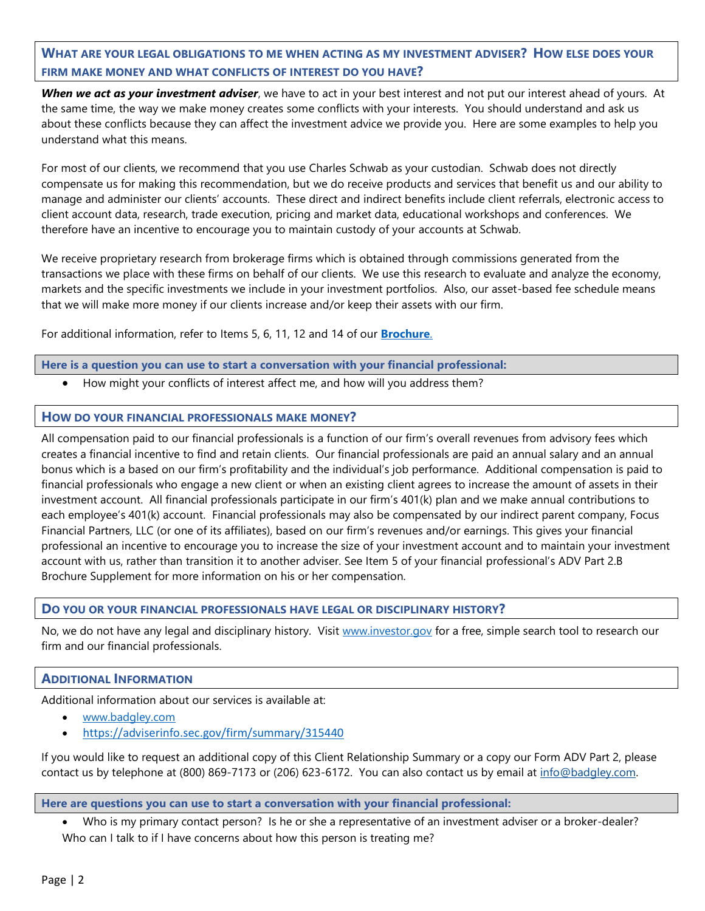## What are your legal obligations to me when acting as my investment adviser? How else does your firm make money and what conflicts of interest do you have?

***When we act as your investment adviser***, we have to act in your best interest and not put our interest ahead of yours. At the same time, the way we make money creates some conflicts with your interests. You should understand and ask us about these conflicts because they can affect the investment advice we provide you. Here are some examples to help you understand what this means.

For most of our clients, we recommend that you use Charles Schwab as your custodian. Schwab does not directly compensate us for making this recommendation, but we do receive products and services that benefit us and our ability to manage and administer our clients' accounts. These direct and indirect benefits include client referrals, electronic access to client account data, research, trade execution, pricing and market data, educational workshops and conferences. We therefore have an incentive to encourage you to maintain custody of your accounts at Schwab.

We receive proprietary research from brokerage firms which is obtained through commissions generated from the transactions we place with these firms on behalf of our clients. We use this research to evaluate and analyze the economy, markets and the specific investments we include in your investment portfolios. Also, our asset-based fee schedule means that we will make more money if our clients increase and/or keep their assets with our firm.

For additional information, refer to Items 5, 6, 11, 12 and 14 of our **Brochure**.

**Here is a question you can use to start a conversation with your financial professional:**

- How might your conflicts of interest affect me, and how will you address them?

## How do your financial professionals make money?

All compensation paid to our financial professionals is a function of our firm's overall revenues from advisory fees which creates a financial incentive to find and retain clients. Our financial professionals are paid an annual salary and an annual bonus which is a based on our firm's profitability and the individual's job performance. Additional compensation is paid to financial professionals who engage a new client or when an existing client agrees to increase the amount of assets in their investment account. All financial professionals participate in our firm's 401(k) plan and we make annual contributions to each employee's 401(k) account. Financial professionals may also be compensated by our indirect parent company, Focus Financial Partners, LLC (or one of its affiliates), based on our firm's revenues and/or earnings. This gives your financial professional an incentive to encourage you to increase the size of your investment account and to maintain your investment account with us, rather than transition it to another adviser. See Item 5 of your financial professional's ADV Part 2.B Brochure Supplement for more information on his or her compensation.

## Do you or your financial professionals have legal or disciplinary history?

No, we do not have any legal and disciplinary history. Visit www.investor.gov for a free, simple search tool to research our firm and our financial professionals.

## Additional Information

Additional information about our services is available at:

- www.badgley.com
- https://adviserinfo.sec.gov/firm/summary/315440

If you would like to request an additional copy of this Client Relationship Summary or a copy our Form ADV Part 2, please contact us by telephone at (800) 869-7173 or (206) 623-6172. You can also contact us by email at info@badgley.com.

**Here are questions you can use to start a conversation with your financial professional:**

- Who is my primary contact person? Is he or she a representative of an investment adviser or a broker-dealer? Who can I talk to if I have concerns about how this person is treating me?